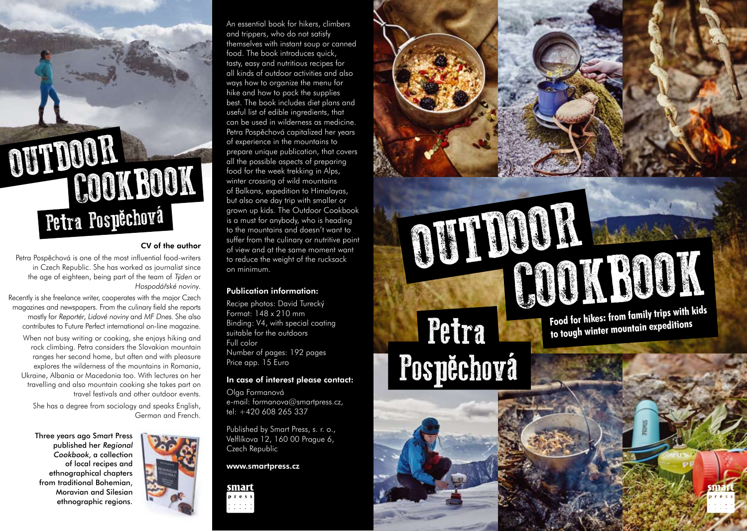# OUTDOOR COOKBOOK

## Petra Pospěchová

### CV of the author

Petra Pospěchová is one of the most influential food-writers in Czech Republic. She has worked as journalist since the age of eighteen, being part of the team of *Týden* or *Hospodářské noviny*.

Recently is she freelance writer, cooperates with the major Czech magazines and newspapers. From the culinary field she reports mostly for *Reportér*, *Lidové noviny* and *MF Dnes*. She also contributes to Future Perfect international on-line magazine.

When not busy writing or cooking, she enjoys hiking and rock climbing. Petra considers the Slovakian mountain ranges her second home, but often and with pleasure explores the wilderness of the mountains in Romania, Ukraine, Albania or Macedonia too. With lectures on her travelling and also mountain cooking she takes part on travel festivals and other outdoor events.

She has a degree from sociology and speaks English, German and French.

Three years ago Smart Press published her *Regional Cookbook*, a collection of local recipes and ethnographical chapters from traditional Bohemian, Moravian and Silesian ethnographic regions.

An essential book for hikers, climbers and trippers, who do not satisfy themselves with instant soup or canned food. The book introduces quick, tasty, easy and nutritious recipes for all kinds of outdoor activities and also ways how to organize the menu for hike and how to pack the supplies best. The book includes diet plans and useful list of edible ingredients, that can be used in wilderness as medicine. Petra Pospěchová capitalized her years of experience in the mountains to prepare unique publication, that covers all the possible aspects of preparing food for the week trekking in Alps, winter crossing of wild mountains of Balkans, expedition to Himalayas, but also one day trip with smaller or grown up kids. The Outdoor Cookbook is a must for anybody, who is heading to the mountains and doesn't want to suffer from the culinary or nutritive point of view and at the same moment want to reduce the weight of the rucksack on minimum.

### Publication information:

Recipe photos: David Turecký
Format: 148 x 210 mm
Binding: V4, with special coating suitable for the outdoors
Full color
Number of pages: 192 pages
Price app. 15 Euro

### In case of interest please contact:

Olga Formanová
e-mail: formanova@smartpress.cz,
tel: +420 608 265 337

Published by Smart Press, s. r. o., Velflíkova 12, 160 00 Prague 6, Czech Republic

**www.smartpress.cz**

smart press

# OUTDOOR COOKBOOK

**Food for hikes: from family trips with kids to tough winter mountain expeditions**

## Petra Pospěchová

smart press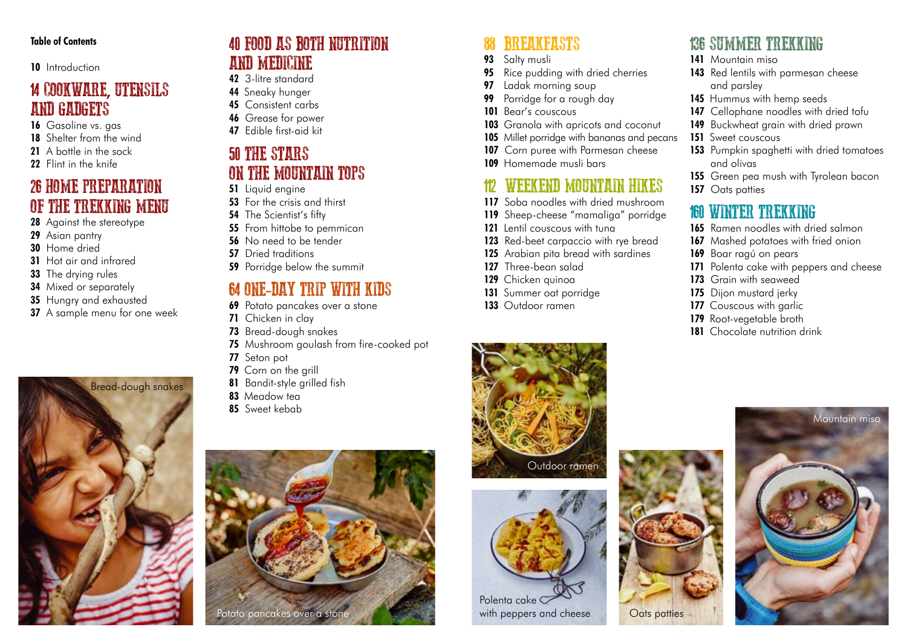**Table of Contents**

**10** Introduction

## 14 COOKWARE, UTENSILS AND GADGETS

**16** Gasoline vs. gas
**18** Shelter from the wind
**21** A bottle in the sock
**22** Flint in the knife

## 26 HOME PREPARATION OF THE TREKKING MENU

**28** Against the stereotype
**29** Asian pantry
**30** Home dried
**31** Hot air and infrared
**33** The drying rules
**34** Mixed or separately
**35** Hungry and exhausted
**37** A sample menu for one week

## 40 FOOD AS BOTH NUTRITION AND MEDICINE

**42** 3-litre standard
**44** Sneaky hunger
**45** Consistent carbs
**46** Grease for power
**47** Edible first-aid kit

## 50 THE STARS ON THE MOUNTAIN TOPS

**51** Liquid engine
**53** For the crisis and thirst
**54** The Scientist's fifty
**55** From hittobe to pemmican
**56** No need to be tender
**57** Dried traditions
**59** Porridge below the summit

## 64 ONE-DAY TRIP WITH KIDS

**69** Potato pancakes over a stone
**71** Chicken in clay
**73** Bread-dough snakes
**75** Mushroom goulash from fire-cooked pot
**77** Seton pot
**79** Corn on the grill
**81** Bandit-style grilled fish
**83** Meadow tea
**85** Sweet kebab

## 88 BREAKFASTS

**93** Salty musli
**95** Rice pudding with dried cherries
**97** Ladak morning soup
**99** Porridge for a rough day
**101** Bear's couscous
**103** Granola with apricots and coconut
**105** Millet porridge with bananas and pecans
**107** Corn puree with Parmesan cheese
**109** Homemade musli bars

## 112 WEEKEND MOUNTAIN HIKES

**117** Soba noodles with dried mushroom
**119** Sheep-cheese "mamaliga" porridge
**121** Lentil couscous with tuna
**123** Red-beet carpaccio with rye bread
**125** Arabian pita bread with sardines
**127** Three-bean salad
**129** Chicken quinoa
**131** Summer oat porridge
**133** Outdoor ramen

## 136 SUMMER TREKKING

**141** Mountain miso
**143** Red lentils with parmesan cheese and parsley
**145** Hummus with hemp seeds
**147** Cellophane noodles with dried tofu
**149** Buckwheat grain with dried prawn
**151** Sweet couscous
**153** Pumpkin spaghetti with dried tomatoes and olivas
**155** Green pea mush with Tyrolean bacon
**157** Oats patties

## 160 WINTER TREKKING

**165** Ramen noodles with dried salmon
**167** Mashed potatoes with fried onion
**169** Boar ragú on pears
**171** Polenta cake with peppers and cheese
**173** Grain with seaweed
**175** Dijon mustard jerky
**177** Couscous with garlic
**179** Root-vegetable broth
**181** Chocolate nutrition drink

Bread-dough snakes

Potato pancakes over a stone

Outdoor ramen

Polenta cake with peppers and cheese

Oats patties

Mountain miso